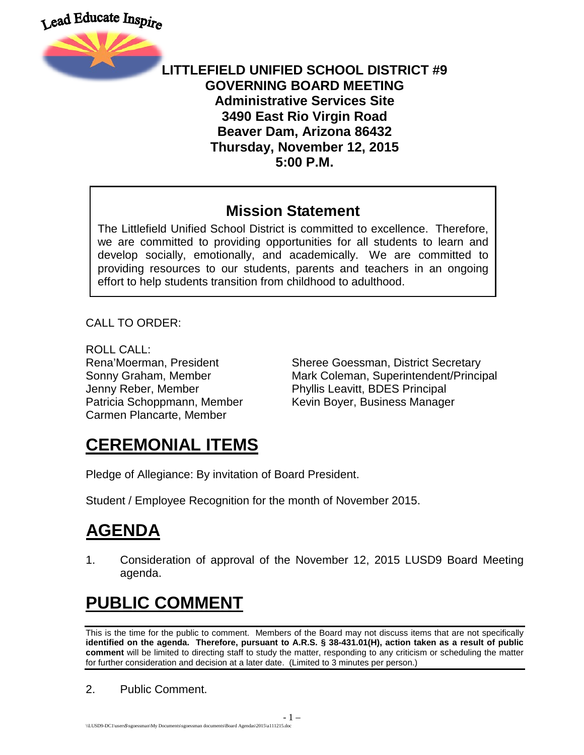Lead Educate Inspire

# LITTLEFIELD UNIFIED SCHOOL DISTRICT #9
## GOVERNING BOARD MEETING
**Administrative Services Site**
**3490 East Rio Virgin Road**
**Beaver Dam, Arizona 86432**
**Thursday, November 12, 2015**
**5:00 P.M.**

## Mission Statement

The Littlefield Unified School District is committed to excellence. Therefore, we are committed to providing opportunities for all students to learn and develop socially, emotionally, and academically. We are committed to providing resources to our students, parents and teachers in an ongoing effort to help students transition from childhood to adulthood.

CALL TO ORDER:

ROLL CALL:

Rena'Moerman, President
Sonny Graham, Member
Jenny Reber, Member
Patricia Schoppmann, Member
Carmen Plancarte, Member

Sheree Goessman, District Secretary
Mark Coleman, Superintendent/Principal
Phyllis Leavitt, BDES Principal
Kevin Boyer, Business Manager

# CEREMONIAL ITEMS

Pledge of Allegiance: By invitation of Board President.

Student / Employee Recognition for the month of November 2015.

# AGENDA

1. Consideration of approval of the November 12, 2015 LUSD9 Board Meeting agenda.

# PUBLIC COMMENT

This is the time for the public to comment. Members of the Board may not discuss items that are not specifically **identified on the agenda. Therefore, pursuant to A.R.S. § 38-431.01(H), action taken as a result of public comment** will be limited to directing staff to study the matter, responding to any criticism or scheduling the matter for further consideration and decision at a later date. (Limited to 3 minutes per person.)

2. Public Comment.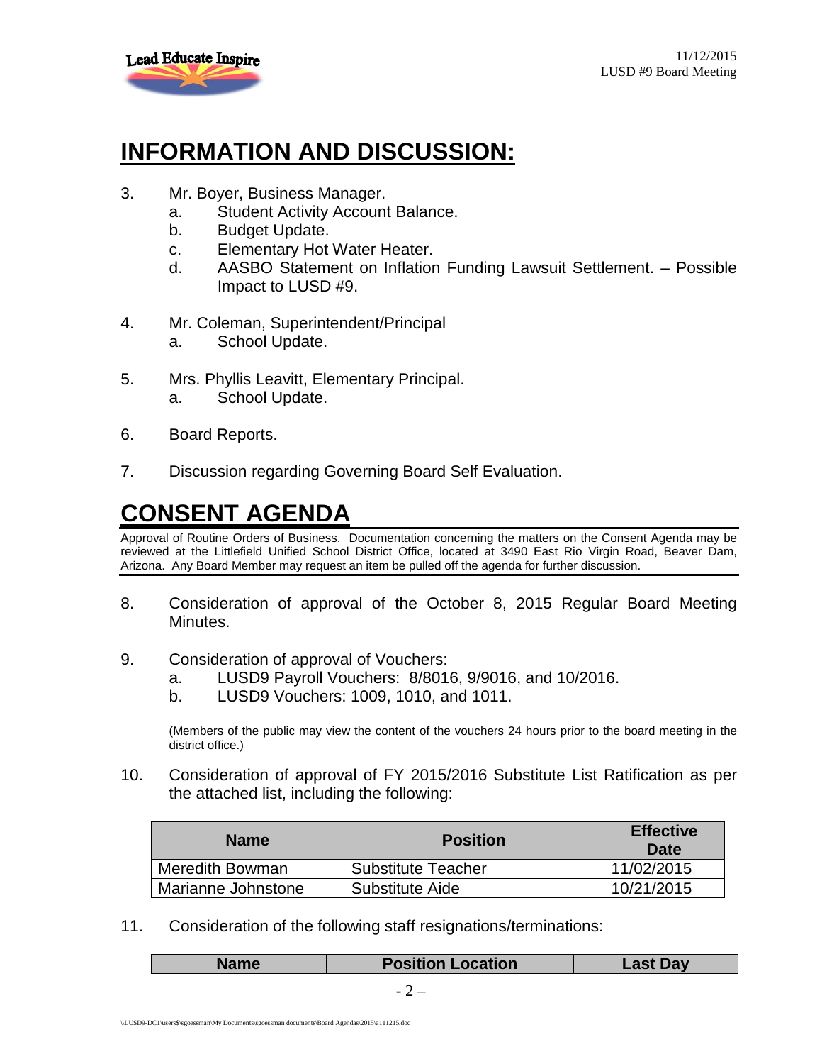## INFORMATION AND DISCUSSION:

3. Mr. Boyer, Business Manager.
   a. Student Activity Account Balance.
   b. Budget Update.
   c. Elementary Hot Water Heater.
   d. AASBO Statement on Inflation Funding Lawsuit Settlement. – Possible Impact to LUSD #9.

4. Mr. Coleman, Superintendent/Principal
   a. School Update.

5. Mrs. Phyllis Leavitt, Elementary Principal.
   a. School Update.

6. Board Reports.

7. Discussion regarding Governing Board Self Evaluation.

## CONSENT AGENDA

Approval of Routine Orders of Business. Documentation concerning the matters on the Consent Agenda may be reviewed at the Littlefield Unified School District Office, located at 3490 East Rio Virgin Road, Beaver Dam, Arizona. Any Board Member may request an item be pulled off the agenda for further discussion.

8. Consideration of approval of the October 8, 2015 Regular Board Meeting Minutes.

9. Consideration of approval of Vouchers:
   a. LUSD9 Payroll Vouchers: 8/8016, 9/9016, and 10/2016.
   b. LUSD9 Vouchers: 1009, 1010, and 1011.

   (Members of the public may view the content of the vouchers 24 hours prior to the board meeting in the district office.)

10. Consideration of approval of FY 2015/2016 Substitute List Ratification as per the attached list, including the following:

| Name | Position | Effective Date |
|---|---|---|
| Meredith Bowman | Substitute Teacher | 11/02/2015 |
| Marianne Johnstone | Substitute Aide | 10/21/2015 |

11. Consideration of the following staff resignations/terminations:

| Name | Position Location | Last Day |
|---|---|---|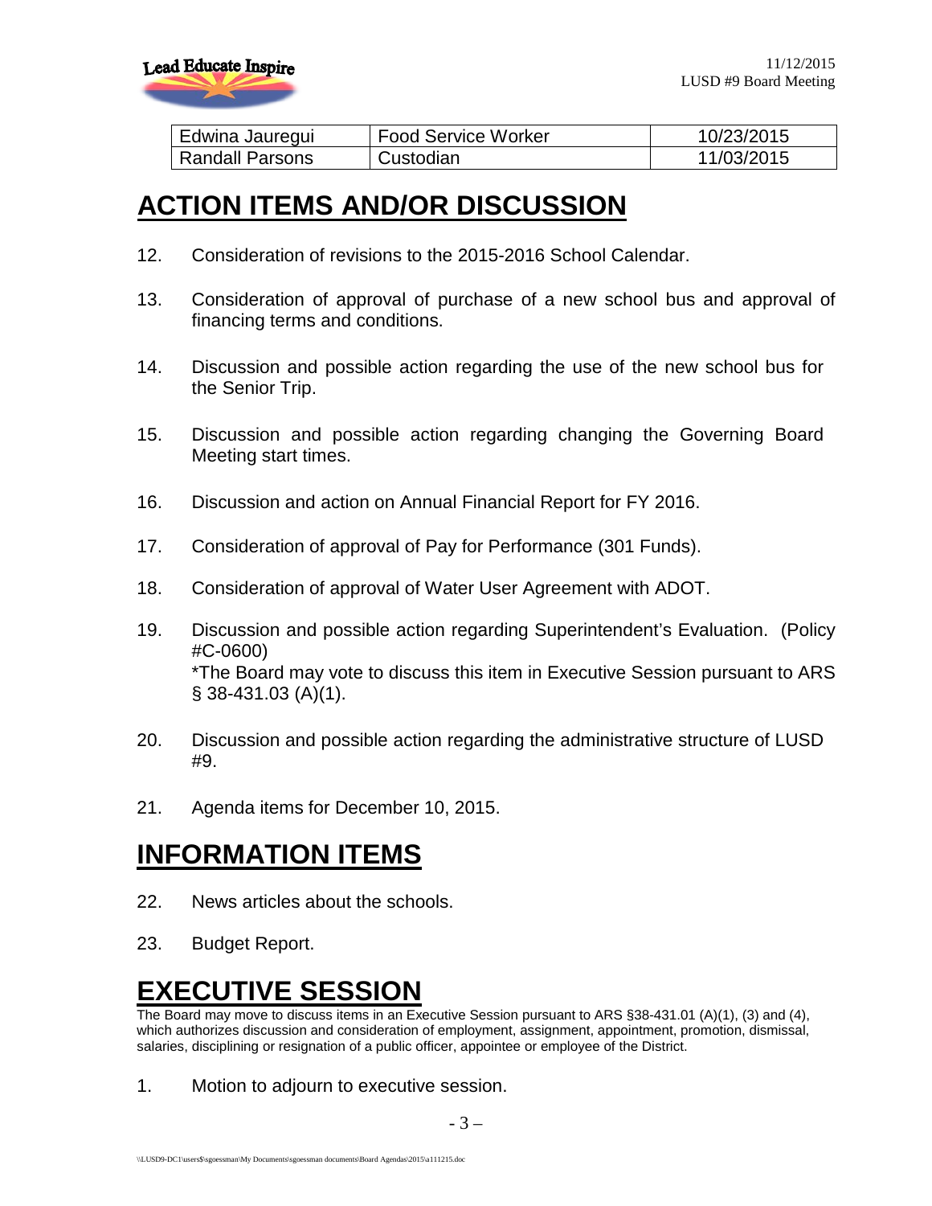| Edwina Jauregui | Food Service Worker | 10/23/2015 |
|---|---|---|
| Randall Parsons | Custodian | 11/03/2015 |

## ACTION ITEMS AND/OR DISCUSSION

12. Consideration of revisions to the 2015-2016 School Calendar.

13. Consideration of approval of purchase of a new school bus and approval of financing terms and conditions.

14. Discussion and possible action regarding the use of the new school bus for the Senior Trip.

15. Discussion and possible action regarding changing the Governing Board Meeting start times.

16. Discussion and action on Annual Financial Report for FY 2016.

17. Consideration of approval of Pay for Performance (301 Funds).

18. Consideration of approval of Water User Agreement with ADOT.

19. Discussion and possible action regarding Superintendent's Evaluation. (Policy #C-0600)
    *The Board may vote to discuss this item in Executive Session pursuant to ARS § 38-431.03 (A)(1).

20. Discussion and possible action regarding the administrative structure of LUSD #9.

21. Agenda items for December 10, 2015.

## INFORMATION ITEMS

22. News articles about the schools.

23. Budget Report.

## EXECUTIVE SESSION

The Board may move to discuss items in an Executive Session pursuant to ARS §38-431.01 (A)(1), (3) and (4), which authorizes discussion and consideration of employment, assignment, appointment, promotion, dismissal, salaries, disciplining or resignation of a public officer, appointee or employee of the District.

1. Motion to adjourn to executive session.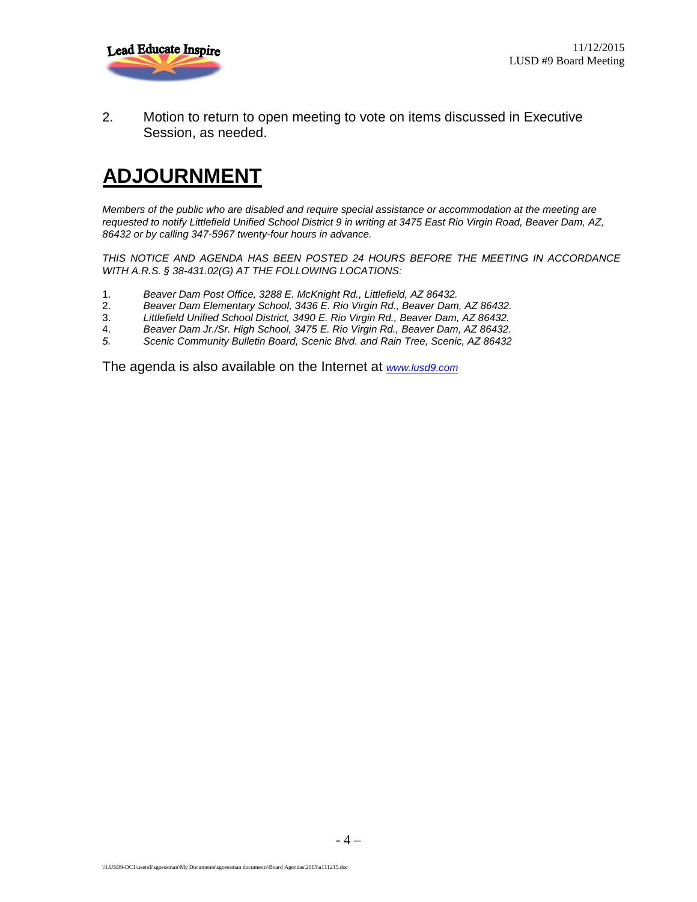2. Motion to return to open meeting to vote on items discussed in Executive Session, as needed.

# ADJOURNMENT

*Members of the public who are disabled and require special assistance or accommodation at the meeting are requested to notify Littlefield Unified School District 9 in writing at 3475 East Rio Virgin Road, Beaver Dam, AZ, 86432 or by calling 347-5967 twenty-four hours in advance.*

*THIS NOTICE AND AGENDA HAS BEEN POSTED 24 HOURS BEFORE THE MEETING IN ACCORDANCE WITH A.R.S. § 38-431.02(G) AT THE FOLLOWING LOCATIONS:*

1. *Beaver Dam Post Office, 3288 E. McKnight Rd., Littlefield, AZ 86432.*
2. *Beaver Dam Elementary School, 3436 E. Rio Virgin Rd., Beaver Dam, AZ 86432.*
3. *Littlefield Unified School District, 3490 E. Rio Virgin Rd., Beaver Dam, AZ 86432.*
4. *Beaver Dam Jr./Sr. High School, 3475 E. Rio Virgin Rd., Beaver Dam, AZ 86432.*
5. *Scenic Community Bulletin Board, Scenic Blvd. and Rain Tree, Scenic, AZ 86432*

The agenda is also available on the Internet at *www.lusd9.com*